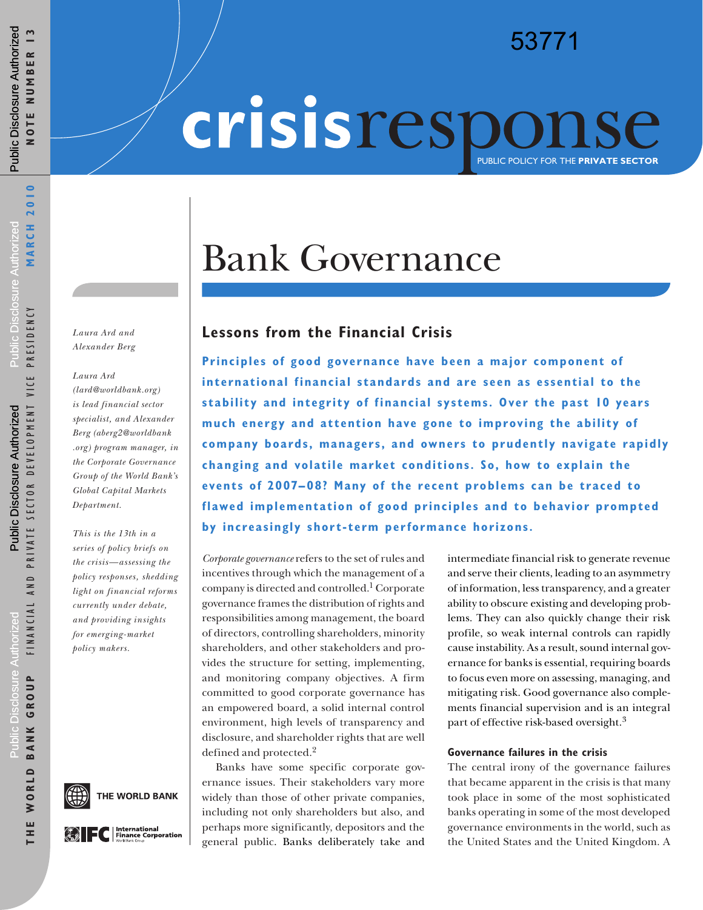53771

# crisisresponse

PUBLIC POLICY FOR THE **PRIVATE SECTOR**

NOTE NUMBER 13 — MARCH 2010

THE WORLD BANK GROUP — FINANCIAL AND PRIVATE SECTOR DEVELOPMENT VICE PRESIDENCY

# Bank Governance

## Lessons from the Financial Crisis

**Principles of good governance have been a major component of international financial standards and are seen as essential to the stability and integrity of financial systems. Over the past 10 years much energy and attention have gone to improving the ability of company boards, managers, and owners to prudently navigate rapidly changing and volatile market conditions. So, how to explain the events of 2007–08? Many of the recent problems can be traced to flawed implementation of good principles and to behavior prompted by increasingly short-term performance horizons.**

*Laura Ard and Alexander Berg*

*Laura Ard (lard@worldbank.org) is lead financial sector specialist, and Alexander Berg (aberg2@worldbank.org) program manager, in the Corporate Governance Group of the World Bank's Global Capital Markets Department.*

*This is the 13th in a series of policy briefs on the crisis—assessing the policy responses, shedding light on financial reforms currently under debate, and providing insights for emerging-market policy makers.*

*Corporate governance* refers to the set of rules and incentives through which the management of a company is directed and controlled.[1] Corporate governance frames the distribution of rights and responsibilities among management, the board of directors, controlling shareholders, minority shareholders, and other stakeholders and provides the structure for setting, implementing, and monitoring company objectives. A firm committed to good corporate governance has an empowered board, a solid internal control environment, high levels of transparency and disclosure, and shareholder rights that are well defined and protected.[2]

Banks have some specific corporate governance issues. Their stakeholders vary more widely than those of other private companies, including not only shareholders but also, and perhaps more significantly, depositors and the general public. Banks deliberately take and intermediate financial risk to generate revenue and serve their clients, leading to an asymmetry of information, less transparency, and a greater ability to obscure existing and developing problems. They can also quickly change their risk profile, so weak internal controls can rapidly cause instability. As a result, sound internal governance for banks is essential, requiring boards to focus even more on assessing, managing, and mitigating risk. Good governance also complements financial supervision and is an integral part of effective risk-based oversight.[3]

### Governance failures in the crisis

The central irony of the governance failures that became apparent in the crisis is that many took place in some of the most sophisticated banks operating in some of the most developed governance environments in the world, such as the United States and the United Kingdom. A

THE WORLD BANK

IFC International Finance Corporation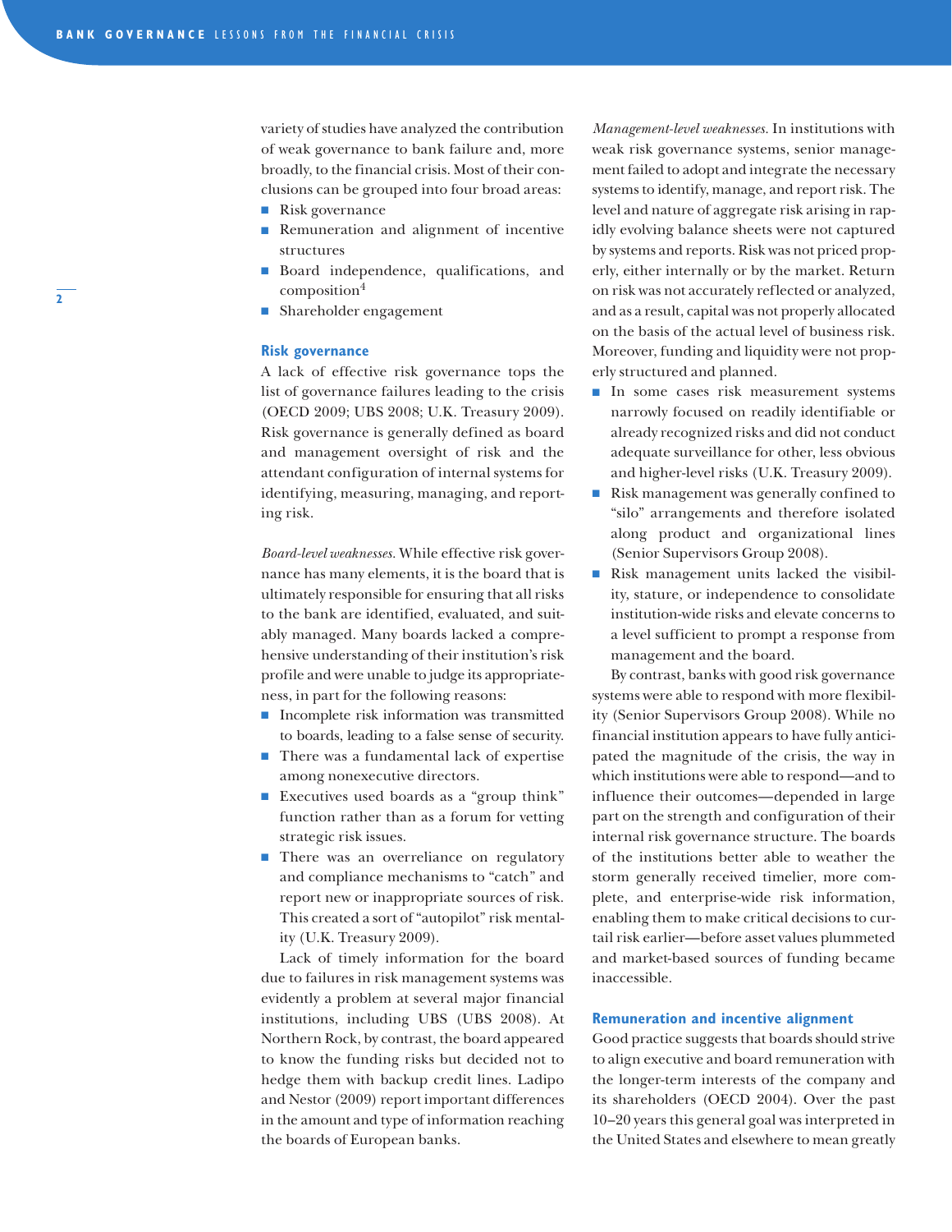variety of studies have analyzed the contribution of weak governance to bank failure and, more broadly, to the financial crisis. Most of their conclusions can be grouped into four broad areas:

- Risk governance
- Remuneration and alignment of incentive structures
- Board independence, qualifications, and composition[4]
- Shareholder engagement

### Risk governance

A lack of effective risk governance tops the list of governance failures leading to the crisis (OECD 2009; UBS 2008; U.K. Treasury 2009). Risk governance is generally defined as board and management oversight of risk and the attendant configuration of internal systems for identifying, measuring, managing, and reporting risk.

*Board-level weaknesses.* While effective risk governance has many elements, it is the board that is ultimately responsible for ensuring that all risks to the bank are identified, evaluated, and suitably managed. Many boards lacked a comprehensive understanding of their institution's risk profile and were unable to judge its appropriateness, in part for the following reasons:

- Incomplete risk information was transmitted to boards, leading to a false sense of security.
- There was a fundamental lack of expertise among nonexecutive directors.
- Executives used boards as a "group think" function rather than as a forum for vetting strategic risk issues.
- There was an overreliance on regulatory and compliance mechanisms to "catch" and report new or inappropriate sources of risk. This created a sort of "autopilot" risk mentality (U.K. Treasury 2009).

Lack of timely information for the board due to failures in risk management systems was evidently a problem at several major financial institutions, including UBS (UBS 2008). At Northern Rock, by contrast, the board appeared to know the funding risks but decided not to hedge them with backup credit lines. Ladipo and Nestor (2009) report important differences in the amount and type of information reaching the boards of European banks.

*Management-level weaknesses.* In institutions with weak risk governance systems, senior management failed to adopt and integrate the necessary systems to identify, manage, and report risk. The level and nature of aggregate risk arising in rapidly evolving balance sheets were not captured by systems and reports. Risk was not priced properly, either internally or by the market. Return on risk was not accurately reflected or analyzed, and as a result, capital was not properly allocated on the basis of the actual level of business risk. Moreover, funding and liquidity were not properly structured and planned.

- In some cases risk measurement systems narrowly focused on readily identifiable or already recognized risks and did not conduct adequate surveillance for other, less obvious and higher-level risks (U.K. Treasury 2009).
- Risk management was generally confined to "silo" arrangements and therefore isolated along product and organizational lines (Senior Supervisors Group 2008).
- Risk management units lacked the visibility, stature, or independence to consolidate institution-wide risks and elevate concerns to a level sufficient to prompt a response from management and the board.

By contrast, banks with good risk governance systems were able to respond with more flexibility (Senior Supervisors Group 2008). While no financial institution appears to have fully anticipated the magnitude of the crisis, the way in which institutions were able to respond—and to influence their outcomes—depended in large part on the strength and configuration of their internal risk governance structure. The boards of the institutions better able to weather the storm generally received timelier, more complete, and enterprise-wide risk information, enabling them to make critical decisions to curtail risk earlier—before asset values plummeted and market-based sources of funding became inaccessible.

### Remuneration and incentive alignment

Good practice suggests that boards should strive to align executive and board remuneration with the longer-term interests of the company and its shareholders (OECD 2004). Over the past 10–20 years this general goal was interpreted in the United States and elsewhere to mean greatly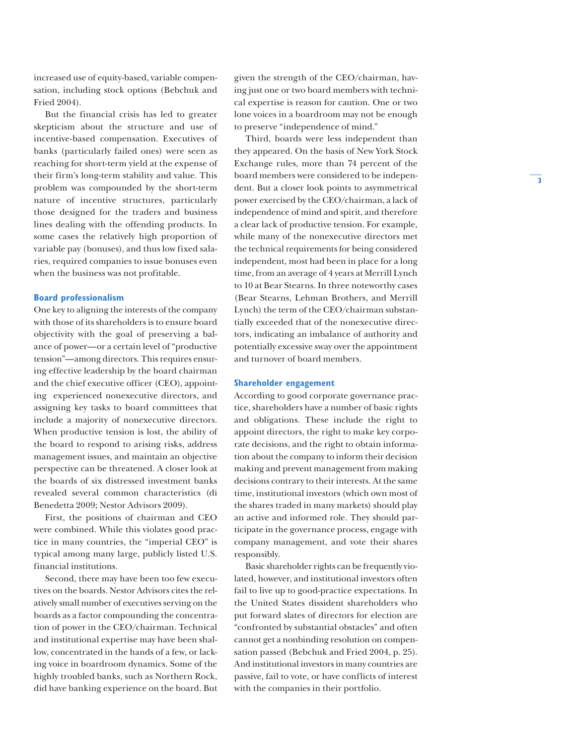increased use of equity-based, variable compensation, including stock options (Bebchuk and Fried 2004).

But the financial crisis has led to greater skepticism about the structure and use of incentive-based compensation. Executives of banks (particularly failed ones) were seen as reaching for short-term yield at the expense of their firm's long-term stability and value. This problem was compounded by the short-term nature of incentive structures, particularly those designed for the traders and business lines dealing with the offending products. In some cases the relatively high proportion of variable pay (bonuses), and thus low fixed salaries, required companies to issue bonuses even when the business was not profitable.

### Board professionalism

One key to aligning the interests of the company with those of its shareholders is to ensure board objectivity with the goal of preserving a balance of power—or a certain level of "productive tension"—among directors. This requires ensuring effective leadership by the board chairman and the chief executive officer (CEO), appointing experienced nonexecutive directors, and assigning key tasks to board committees that include a majority of nonexecutive directors. When productive tension is lost, the ability of the board to respond to arising risks, address management issues, and maintain an objective perspective can be threatened. A closer look at the boards of six distressed investment banks revealed several common characteristics (di Benedetta 2009; Nestor Advisors 2009).

First, the positions of chairman and CEO were combined. While this violates good practice in many countries, the "imperial CEO" is typical among many large, publicly listed U.S. financial institutions.

Second, there may have been too few executives on the boards. Nestor Advisors cites the relatively small number of executives serving on the boards as a factor compounding the concentration of power in the CEO/chairman. Technical and institutional expertise may have been shallow, concentrated in the hands of a few, or lacking voice in boardroom dynamics. Some of the highly troubled banks, such as Northern Rock, did have banking experience on the board. But given the strength of the CEO/chairman, having just one or two board members with technical expertise is reason for caution. One or two lone voices in a boardroom may not be enough to preserve "independence of mind."

Third, boards were less independent than they appeared. On the basis of New York Stock Exchange rules, more than 74 percent of the board members were considered to be independent. But a closer look points to asymmetrical power exercised by the CEO/chairman, a lack of independence of mind and spirit, and therefore a clear lack of productive tension. For example, while many of the nonexecutive directors met the technical requirements for being considered independent, most had been in place for a long time, from an average of 4 years at Merrill Lynch to 10 at Bear Stearns. In three noteworthy cases (Bear Stearns, Lehman Brothers, and Merrill Lynch) the term of the CEO/chairman substantially exceeded that of the nonexecutive directors, indicating an imbalance of authority and potentially excessive sway over the appointment and turnover of board members.

### Shareholder engagement

According to good corporate governance practice, shareholders have a number of basic rights and obligations. These include the right to appoint directors, the right to make key corporate decisions, and the right to obtain information about the company to inform their decision making and prevent management from making decisions contrary to their interests. At the same time, institutional investors (which own most of the shares traded in many markets) should play an active and informed role. They should participate in the governance process, engage with company management, and vote their shares responsibly.

Basic shareholder rights can be frequently violated, however, and institutional investors often fail to live up to good-practice expectations. In the United States dissident shareholders who put forward slates of directors for election are "confronted by substantial obstacles" and often cannot get a nonbinding resolution on compensation passed (Bebchuk and Fried 2004, p. 25). And institutional investors in many countries are passive, fail to vote, or have conflicts of interest with the companies in their portfolio.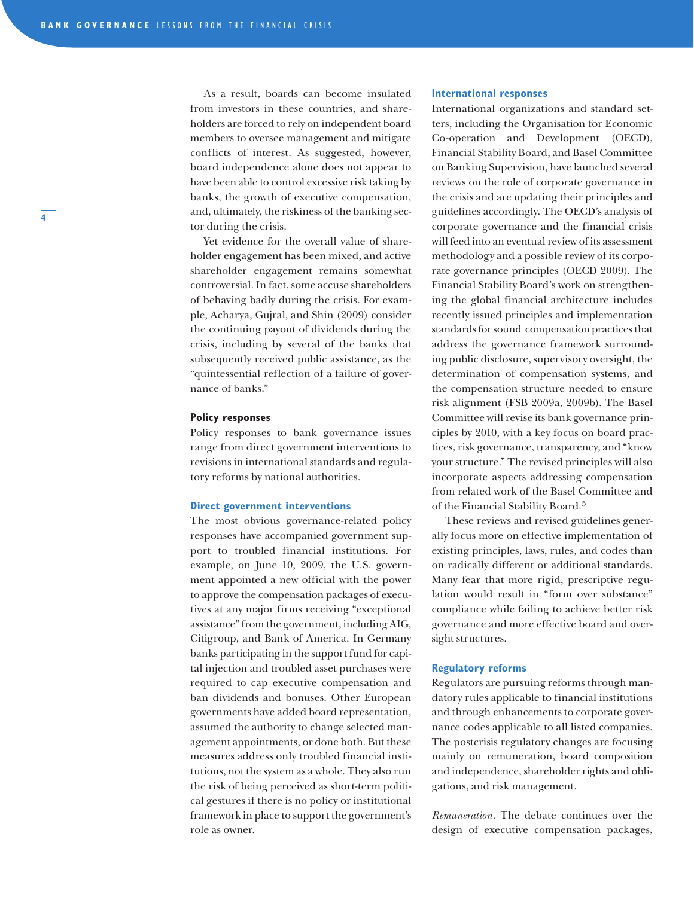As a result, boards can become insulated from investors in these countries, and shareholders are forced to rely on independent board members to oversee management and mitigate conflicts of interest. As suggested, however, board independence alone does not appear to have been able to control excessive risk taking by banks, the growth of executive compensation, and, ultimately, the riskiness of the banking sector during the crisis.

Yet evidence for the overall value of shareholder engagement has been mixed, and active shareholder engagement remains somewhat controversial. In fact, some accuse shareholders of behaving badly during the crisis. For example, Acharya, Gujral, and Shin (2009) consider the continuing payout of dividends during the crisis, including by several of the banks that subsequently received public assistance, as the "quintessential reflection of a failure of governance of banks."

### Policy responses

Policy responses to bank governance issues range from direct government interventions to revisions in international standards and regulatory reforms by national authorities.

#### Direct government interventions

The most obvious governance-related policy responses have accompanied government support to troubled financial institutions. For example, on June 10, 2009, the U.S. government appointed a new official with the power to approve the compensation packages of executives at any major firms receiving "exceptional assistance" from the government, including AIG, Citigroup, and Bank of America. In Germany banks participating in the support fund for capital injection and troubled asset purchases were required to cap executive compensation and ban dividends and bonuses. Other European governments have added board representation, assumed the authority to change selected management appointments, or done both. But these measures address only troubled financial institutions, not the system as a whole. They also run the risk of being perceived as short-term political gestures if there is no policy or institutional framework in place to support the government's role as owner.

#### International responses

International organizations and standard setters, including the Organisation for Economic Co-operation and Development (OECD), Financial Stability Board, and Basel Committee on Banking Supervision, have launched several reviews on the role of corporate governance in the crisis and are updating their principles and guidelines accordingly. The OECD's analysis of corporate governance and the financial crisis will feed into an eventual review of its assessment methodology and a possible review of its corporate governance principles (OECD 2009). The Financial Stability Board's work on strengthening the global financial architecture includes recently issued principles and implementation standards for sound compensation practices that address the governance framework surrounding public disclosure, supervisory oversight, the determination of compensation systems, and the compensation structure needed to ensure risk alignment (FSB 2009a, 2009b). The Basel Committee will revise its bank governance principles by 2010, with a key focus on board practices, risk governance, transparency, and "know your structure." The revised principles will also incorporate aspects addressing compensation from related work of the Basel Committee and of the Financial Stability Board.[5]

These reviews and revised guidelines generally focus more on effective implementation of existing principles, laws, rules, and codes than on radically different or additional standards. Many fear that more rigid, prescriptive regulation would result in "form over substance" compliance while failing to achieve better risk governance and more effective board and oversight structures.

#### Regulatory reforms

Regulators are pursuing reforms through mandatory rules applicable to financial institutions and through enhancements to corporate governance codes applicable to all listed companies. The postcrisis regulatory changes are focusing mainly on remuneration, board composition and independence, shareholder rights and obligations, and risk management.

*Remuneration*. The debate continues over the design of executive compensation packages,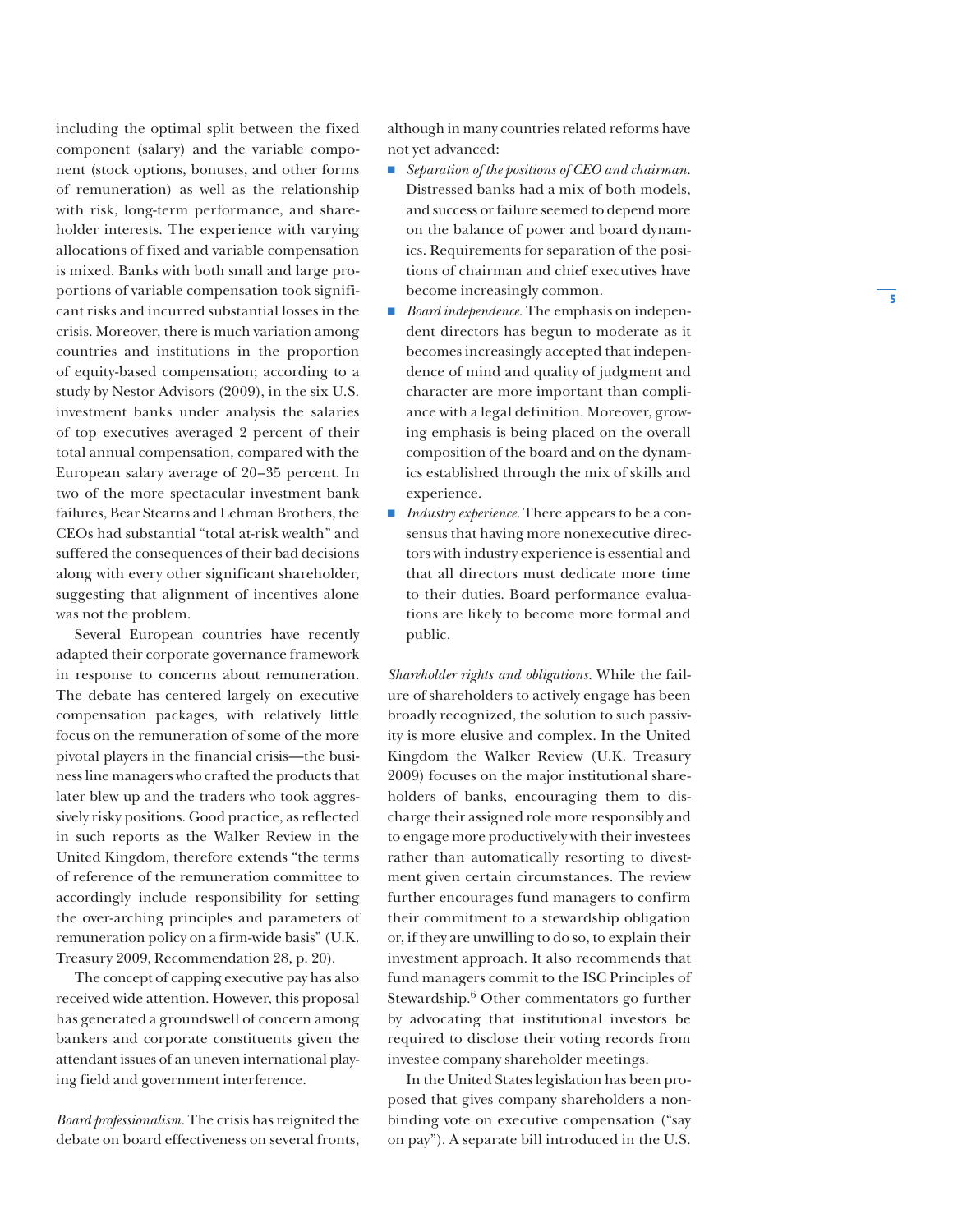including the optimal split between the fixed component (salary) and the variable component (stock options, bonuses, and other forms of remuneration) as well as the relationship with risk, long-term performance, and shareholder interests. The experience with varying allocations of fixed and variable compensation is mixed. Banks with both small and large proportions of variable compensation took significant risks and incurred substantial losses in the crisis. Moreover, there is much variation among countries and institutions in the proportion of equity-based compensation; according to a study by Nestor Advisors (2009), in the six U.S. investment banks under analysis the salaries of top executives averaged 2 percent of their total annual compensation, compared with the European salary average of 20–35 percent. In two of the more spectacular investment bank failures, Bear Stearns and Lehman Brothers, the CEOs had substantial "total at-risk wealth" and suffered the consequences of their bad decisions along with every other significant shareholder, suggesting that alignment of incentives alone was not the problem.

Several European countries have recently adapted their corporate governance framework in response to concerns about remuneration. The debate has centered largely on executive compensation packages, with relatively little focus on the remuneration of some of the more pivotal players in the financial crisis—the business line managers who crafted the products that later blew up and the traders who took aggressively risky positions. Good practice, as reflected in such reports as the Walker Review in the United Kingdom, therefore extends "the terms of reference of the remuneration committee to accordingly include responsibility for setting the over-arching principles and parameters of remuneration policy on a firm-wide basis" (U.K. Treasury 2009, Recommendation 28, p. 20).

The concept of capping executive pay has also received wide attention. However, this proposal has generated a groundswell of concern among bankers and corporate constituents given the attendant issues of an uneven international playing field and government interference.

*Board professionalism.* The crisis has reignited the debate on board effectiveness on several fronts, although in many countries related reforms have not yet advanced:

- *Separation of the positions of CEO and chairman.* Distressed banks had a mix of both models, and success or failure seemed to depend more on the balance of power and board dynamics. Requirements for separation of the positions of chairman and chief executives have become increasingly common.
- *Board independence.* The emphasis on independent directors has begun to moderate as it becomes increasingly accepted that independence of mind and quality of judgment and character are more important than compliance with a legal definition. Moreover, growing emphasis is being placed on the overall composition of the board and on the dynamics established through the mix of skills and experience.
- *Industry experience.* There appears to be a consensus that having more nonexecutive directors with industry experience is essential and that all directors must dedicate more time to their duties. Board performance evaluations are likely to become more formal and public.

*Shareholder rights and obligations.* While the failure of shareholders to actively engage has been broadly recognized, the solution to such passivity is more elusive and complex. In the United Kingdom the Walker Review (U.K. Treasury 2009) focuses on the major institutional shareholders of banks, encouraging them to discharge their assigned role more responsibly and to engage more productively with their investees rather than automatically resorting to divestment given certain circumstances. The review further encourages fund managers to confirm their commitment to a stewardship obligation or, if they are unwilling to do so, to explain their investment approach. It also recommends that fund managers commit to the ISC Principles of Stewardship.[6] Other commentators go further by advocating that institutional investors be required to disclose their voting records from investee company shareholder meetings.

In the United States legislation has been proposed that gives company shareholders a nonbinding vote on executive compensation ("say on pay"). A separate bill introduced in the U.S.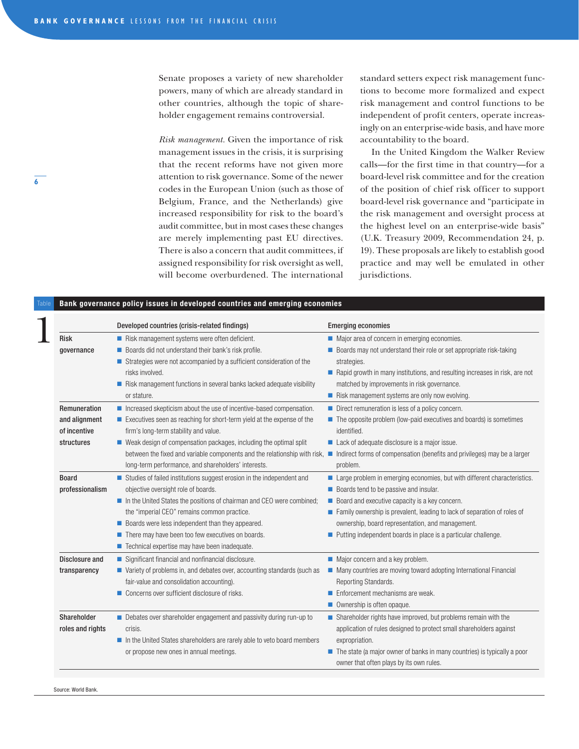Senate proposes a variety of new shareholder powers, many of which are already standard in other countries, although the topic of shareholder engagement remains controversial.

*Risk management.* Given the importance of risk management issues in the crisis, it is surprising that the recent reforms have not given more attention to risk governance. Some of the newer codes in the European Union (such as those of Belgium, France, and the Netherlands) give increased responsibility for risk to the board's audit committee, but in most cases these changes are merely implementing past EU directives. There is also a concern that audit committees, if assigned responsibility for risk oversight as well, will become overburdened. The international standard setters expect risk management functions to become more formalized and expect risk management and control functions to be independent of profit centers, operate increasingly on an enterprise-wide basis, and have more accountability to the board.

In the United Kingdom the Walker Review calls—for the first time in that country—for a board-level risk committee and for the creation of the position of chief risk officer to support board-level risk governance and "participate in the risk management and oversight process at the highest level on an enterprise-wide basis" (U.K. Treasury 2009, Recommendation 24, p. 19). These proposals are likely to establish good practice and may well be emulated in other jurisdictions.

**Table 1 Bank governance policy issues in developed countries and emerging economies**

| | Developed countries (crisis-related findings) | Emerging economies |
|---|---|---|
| **Risk governance** | ■ Risk management systems were often deficient.<br>■ Boards did not understand their bank's risk profile.<br>■ Strategies were not accompanied by a sufficient consideration of the risks involved.<br>■ Risk management functions in several banks lacked adequate visibility or stature. | ■ Major area of concern in emerging economies.<br>■ Boards may not understand their role or set appropriate risk-taking strategies.<br>■ Rapid growth in many institutions, and resulting increases in risk, are not matched by improvements in risk governance.<br>■ Risk management systems are only now evolving. |
| **Remuneration and alignment of incentive structures** | ■ Increased skepticism about the use of incentive-based compensation.<br>■ Executives seen as reaching for short-term yield at the expense of the firm's long-term stability and value.<br>■ Weak design of compensation packages, including the optimal split between the fixed and variable components and the relationship with risk, long-term performance, and shareholders' interests. | ■ Direct remuneration is less of a policy concern.<br>■ The opposite problem (low-paid executives and boards) is sometimes identified.<br>■ Lack of adequate disclosure is a major issue.<br>■ Indirect forms of compensation (benefits and privileges) may be a larger problem. |
| **Board professionalism** | ■ Studies of failed institutions suggest erosion in the independent and objective oversight role of boards.<br>■ In the United States the positions of chairman and CEO were combined; the "imperial CEO" remains common practice.<br>■ Boards were less independent than they appeared.<br>■ There may have been too few executives on boards.<br>■ Technical expertise may have been inadequate. | ■ Large problem in emerging economies, but with different characteristics.<br>■ Boards tend to be passive and insular.<br>■ Board and executive capacity is a key concern.<br>■ Family ownership is prevalent, leading to lack of separation of roles of ownership, board representation, and management.<br>■ Putting independent boards in place is a particular challenge. |
| **Disclosure and transparency** | ■ Significant financial and nonfinancial disclosure.<br>■ Variety of problems in, and debates over, accounting standards (such as fair-value and consolidation accounting).<br>■ Concerns over sufficient disclosure of risks. | ■ Major concern and a key problem.<br>■ Many countries are moving toward adopting International Financial Reporting Standards.<br>■ Enforcement mechanisms are weak.<br>■ Ownership is often opaque. |
| **Shareholder roles and rights** | ■ Debates over shareholder engagement and passivity during run-up to crisis.<br>■ In the United States shareholders are rarely able to veto board members or propose new ones in annual meetings. | ■ Shareholder rights have improved, but problems remain with the application of rules designed to protect small shareholders against expropriation.<br>■ The state (a major owner of banks in many countries) is typically a poor owner that often plays by its own rules. |

Source: World Bank.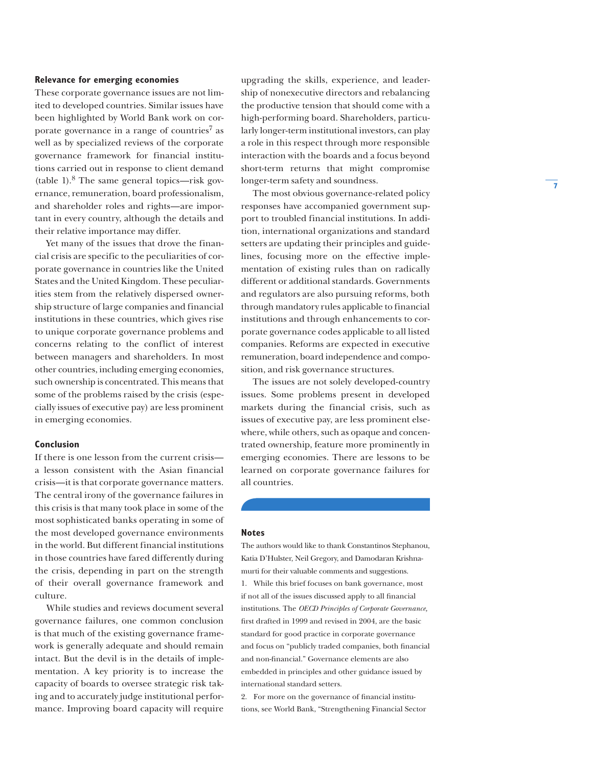### Relevance for emerging economies

These corporate governance issues are not limited to developed countries. Similar issues have been highlighted by World Bank work on corporate governance in a range of countries[7] as well as by specialized reviews of the corporate governance framework for financial institutions carried out in response to client demand (table 1).[8] The same general topics—risk governance, remuneration, board professionalism, and shareholder roles and rights—are important in every country, although the details and their relative importance may differ.

Yet many of the issues that drove the financial crisis are specific to the peculiarities of corporate governance in countries like the United States and the United Kingdom. These peculiarities stem from the relatively dispersed ownership structure of large companies and financial institutions in these countries, which gives rise to unique corporate governance problems and concerns relating to the conflict of interest between managers and shareholders. In most other countries, including emerging economies, such ownership is concentrated. This means that some of the problems raised by the crisis (especially issues of executive pay) are less prominent in emerging economies.

### Conclusion

If there is one lesson from the current crisis—a lesson consistent with the Asian financial crisis—it is that corporate governance matters. The central irony of the governance failures in this crisis is that many took place in some of the most sophisticated banks operating in some of the most developed governance environments in the world. But different financial institutions in those countries have fared differently during the crisis, depending in part on the strength of their overall governance framework and culture.

While studies and reviews document several governance failures, one common conclusion is that much of the existing governance framework is generally adequate and should remain intact. But the devil is in the details of implementation. A key priority is to increase the capacity of boards to oversee strategic risk taking and to accurately judge institutional performance. Improving board capacity will require upgrading the skills, experience, and leadership of nonexecutive directors and rebalancing the productive tension that should come with a high-performing board. Shareholders, particularly longer-term institutional investors, can play a role in this respect through more responsible interaction with the boards and a focus beyond short-term returns that might compromise longer-term safety and soundness.

The most obvious governance-related policy responses have accompanied government support to troubled financial institutions. In addition, international organizations and standard setters are updating their principles and guidelines, focusing more on the effective implementation of existing rules than on radically different or additional standards. Governments and regulators are also pursuing reforms, both through mandatory rules applicable to financial institutions and through enhancements to corporate governance codes applicable to all listed companies. Reforms are expected in executive remuneration, board independence and composition, and risk governance structures.

The issues are not solely developed-country issues. Some problems present in developed markets during the financial crisis, such as issues of executive pay, are less prominent elsewhere, while others, such as opaque and concentrated ownership, feature more prominently in emerging economies. There are lessons to be learned on corporate governance failures for all countries.

### Notes

The authors would like to thank Constantinos Stephanou, Katia D'Hulster, Neil Gregory, and Damodaran Krishnamurti for their valuable comments and suggestions.

1. While this brief focuses on bank governance, most if not all of the issues discussed apply to all financial institutions. The *OECD Principles of Corporate Governance,* first drafted in 1999 and revised in 2004, are the basic standard for good practice in corporate governance and focus on "publicly traded companies, both financial and non-financial." Governance elements are also embedded in principles and other guidance issued by international standard setters.

2. For more on the governance of financial institutions, see World Bank, "Strengthening Financial Sector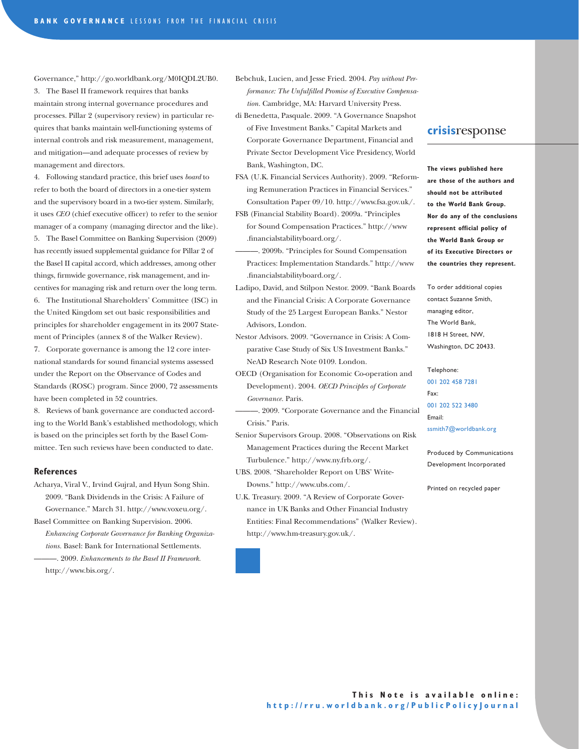Governance," http://go.worldbank.org/M0IQDL2UB0.

3. The Basel II framework requires that banks maintain strong internal governance procedures and processes. Pillar 2 (supervisory review) in particular requires that banks maintain well-functioning systems of internal controls and risk measurement, management, and mitigation—and adequate processes of review by management and directors.

4. Following standard practice, this brief uses *board* to refer to both the board of directors in a one-tier system and the supervisory board in a two-tier system. Similarly, it uses *CEO* (chief executive officer) to refer to the senior manager of a company (managing director and the like).

5. The Basel Committee on Banking Supervision (2009) has recently issued supplemental guidance for Pillar 2 of the Basel II capital accord, which addresses, among other things, firmwide governance, risk management, and incentives for managing risk and return over the long term.

6. The Institutional Shareholders' Committee (ISC) in the United Kingdom set out basic responsibilities and principles for shareholder engagement in its 2007 Statement of Principles (annex 8 of the Walker Review).

7. Corporate governance is among the 12 core international standards for sound financial systems assessed under the Report on the Observance of Codes and Standards (ROSC) program. Since 2000, 72 assessments have been completed in 52 countries.

8. Reviews of bank governance are conducted according to the World Bank's established methodology, which is based on the principles set forth by the Basel Committee. Ten such reviews have been conducted to date.

## References

Acharya, Viral V., Irvind Gujral, and Hyun Song Shin. 2009. "Bank Dividends in the Crisis: A Failure of Governance." March 31. http://www.voxeu.org/.

Basel Committee on Banking Supervision. 2006. *Enhancing Corporate Governance for Banking Organizations.* Basel: Bank for International Settlements.

———. 2009. *Enhancements to the Basel II Framework.* http://www.bis.org/.

Bebchuk, Lucien, and Jesse Fried. 2004. *Pay without Performance: The Unfulfilled Promise of Executive Compensation.* Cambridge, MA: Harvard University Press.

di Benedetta, Pasquale. 2009. "A Governance Snapshot of Five Investment Banks." Capital Markets and Corporate Governance Department, Financial and Private Sector Development Vice Presidency, World Bank, Washington, DC.

FSA (U.K. Financial Services Authority). 2009. "Reforming Remuneration Practices in Financial Services." Consultation Paper 09/10. http://www.fsa.gov.uk/.

FSB (Financial Stability Board). 2009a. "Principles for Sound Compensation Practices." http://www.financialstabilityboard.org/.

———. 2009b. "Principles for Sound Compensation Practices: Implementation Standards." http://www.financialstabilityboard.org/.

Ladipo, David, and Stilpon Nestor. 2009. "Bank Boards and the Financial Crisis: A Corporate Governance Study of the 25 Largest European Banks." Nestor Advisors, London.

Nestor Advisors. 2009. "Governance in Crisis: A Comparative Case Study of Six US Investment Banks." NeAD Research Note 0109. London.

OECD (Organisation for Economic Co-operation and Development). 2004. *OECD Principles of Corporate Governance.* Paris.

———. 2009. "Corporate Governance and the Financial Crisis." Paris.

Senior Supervisors Group. 2008. "Observations on Risk Management Practices during the Recent Market Turbulence." http://www.ny.frb.org/.

UBS. 2008. "Shareholder Report on UBS' Write-Downs." http://www.ubs.com/.

U.K. Treasury. 2009. "A Review of Corporate Governance in UK Banks and Other Financial Industry Entities: Final Recommendations" (Walker Review). http://www.hm-treasury.gov.uk/.

**crisis**response

**The views published here are those of the authors and should not be attributed to the World Bank Group. Nor do any of the conclusions represent official policy of the World Bank Group or of its Executive Directors or the countries they represent.**

To order additional copies contact Suzanne Smith, managing editor, The World Bank, 1818 H Street, NW, Washington, DC 20433.

Telephone:
001 202 458 7281
Fax:
001 202 522 3480
Email:
ssmith7@worldbank.org

Produced by Communications Development Incorporated

Printed on recycled paper

**This Note is available online:**
**http://rru.worldbank.org/PublicPolicyJournal**